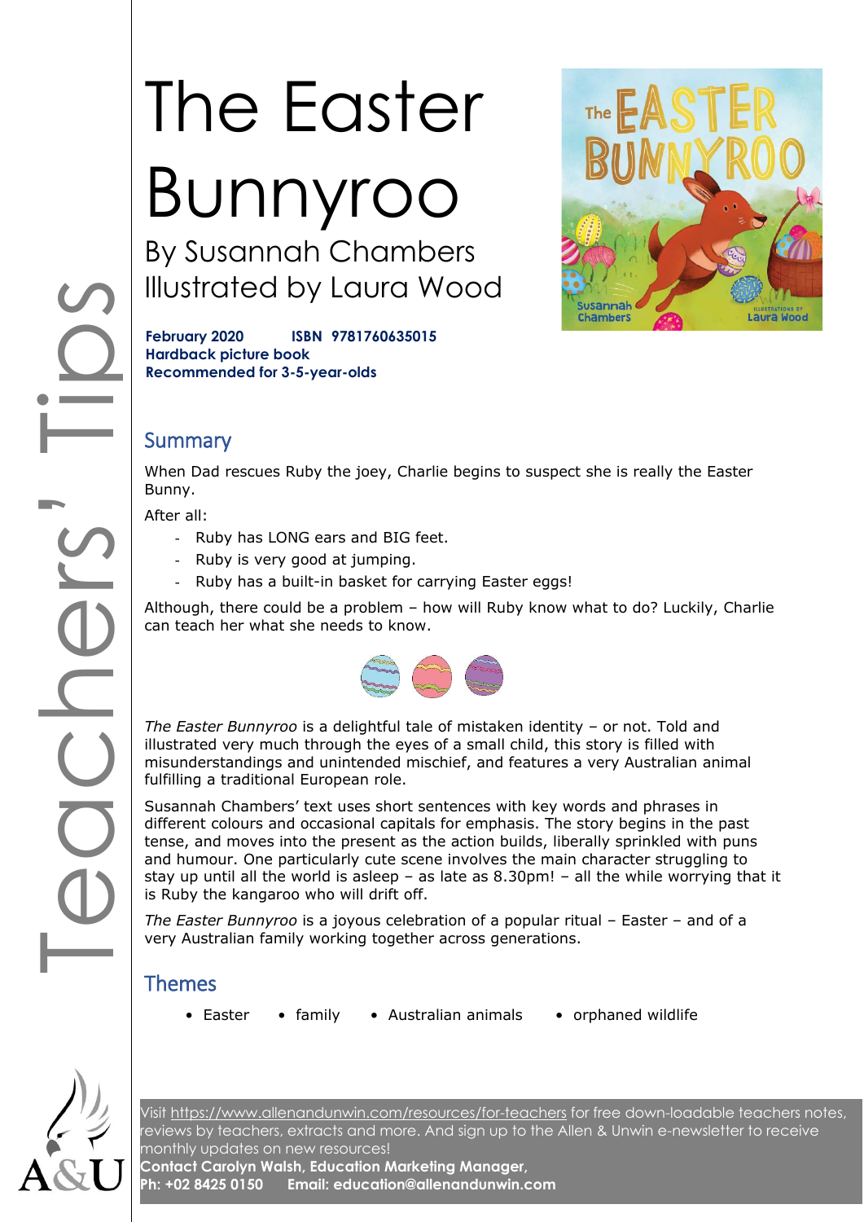# The Easter Bunnyroo

## By Susannah Chambers
## Illustrated by Laura Wood

**February 2020 ISBN 9781760635015**
**Hardback picture book**
**Recommended for 3-5-year-olds**

## Summary

When Dad rescues Ruby the joey, Charlie begins to suspect she is really the Easter Bunny.

After all:

- Ruby has LONG ears and BIG feet.
- Ruby is very good at jumping.
- Ruby has a built-in basket for carrying Easter eggs!

Although, there could be a problem – how will Ruby know what to do? Luckily, Charlie can teach her what she needs to know.

*The Easter Bunnyroo* is a delightful tale of mistaken identity – or not. Told and illustrated very much through the eyes of a small child, this story is filled with misunderstandings and unintended mischief, and features a very Australian animal fulfilling a traditional European role.

Susannah Chambers' text uses short sentences with key words and phrases in different colours and occasional capitals for emphasis. The story begins in the past tense, and moves into the present as the action builds, liberally sprinkled with puns and humour. One particularly cute scene involves the main character struggling to stay up until all the world is asleep – as late as 8.30pm! – all the while worrying that it is Ruby the kangaroo who will drift off.

*The Easter Bunnyroo* is a joyous celebration of a popular ritual – Easter – and of a very Australian family working together across generations.

## Themes

- Easter
- family
- Australian animals
- orphaned wildlife

Visit https://www.allenandunwin.com/resources/for-teachers for free down-loadable teachers notes, reviews by teachers, extracts and more. And sign up to the Allen & Unwin e-newsletter to receive monthly updates on new resources!
**Contact Carolyn Walsh, Education Marketing Manager,**
**Ph: +02 8425 0150 Email: education@allenandunwin.com**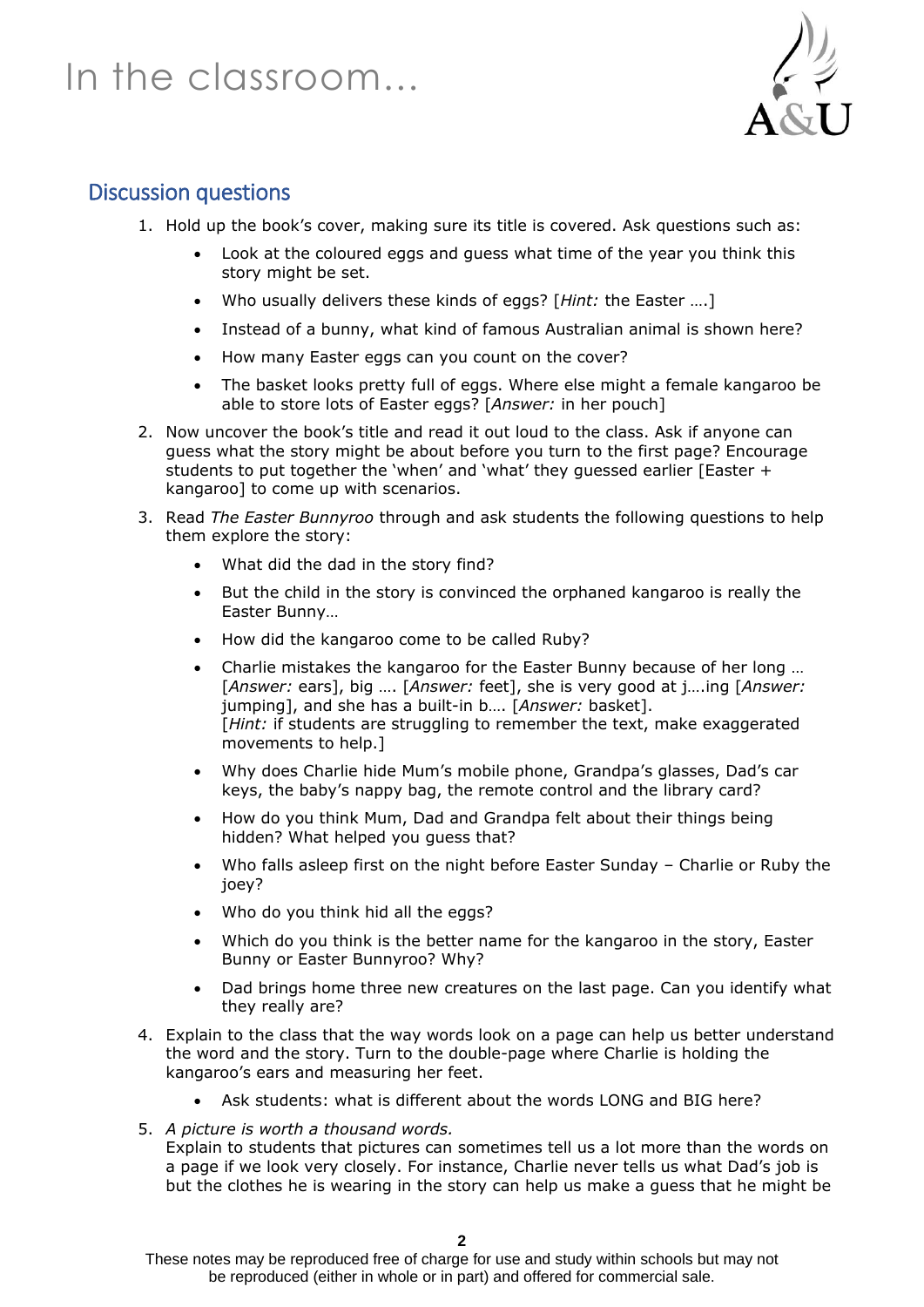# In the classroom...

## Discussion questions

1. Hold up the book's cover, making sure its title is covered. Ask questions such as:
    - Look at the coloured eggs and guess what time of the year you think this story might be set.
    - Who usually delivers these kinds of eggs? [*Hint:* the Easter ….]
    - Instead of a bunny, what kind of famous Australian animal is shown here?
    - How many Easter eggs can you count on the cover?
    - The basket looks pretty full of eggs. Where else might a female kangaroo be able to store lots of Easter eggs? [*Answer:* in her pouch]
2. Now uncover the book's title and read it out loud to the class. Ask if anyone can guess what the story might be about before you turn to the first page? Encourage students to put together the 'when' and 'what' they guessed earlier [Easter + kangaroo] to come up with scenarios.
3. Read *The Easter Bunnyroo* through and ask students the following questions to help them explore the story:
    - What did the dad in the story find?
    - But the child in the story is convinced the orphaned kangaroo is really the Easter Bunny…
    - How did the kangaroo come to be called Ruby?
    - Charlie mistakes the kangaroo for the Easter Bunny because of her long … [*Answer:* ears], big …. [*Answer:* feet], she is very good at j….ing [*Answer:* jumping], and she has a built-in b…. [*Answer:* basket].
      [*Hint:* if students are struggling to remember the text, make exaggerated movements to help.]
    - Why does Charlie hide Mum's mobile phone, Grandpa's glasses, Dad's car keys, the baby's nappy bag, the remote control and the library card?
    - How do you think Mum, Dad and Grandpa felt about their things being hidden? What helped you guess that?
    - Who falls asleep first on the night before Easter Sunday – Charlie or Ruby the joey?
    - Who do you think hid all the eggs?
    - Which do you think is the better name for the kangaroo in the story, Easter Bunny or Easter Bunnyroo? Why?
    - Dad brings home three new creatures on the last page. Can you identify what they really are?
4. Explain to the class that the way words look on a page can help us better understand the word and the story. Turn to the double-page where Charlie is holding the kangaroo's ears and measuring her feet.
    - Ask students: what is different about the words LONG and BIG here?
5. *A picture is worth a thousand words.*
   Explain to students that pictures can sometimes tell us a lot more than the words on a page if we look very closely. For instance, Charlie never tells us what Dad's job is but the clothes he is wearing in the story can help us make a guess that he might be

These notes may be reproduced free of charge for use and study within schools but may not be reproduced (either in whole or in part) and offered for commercial sale.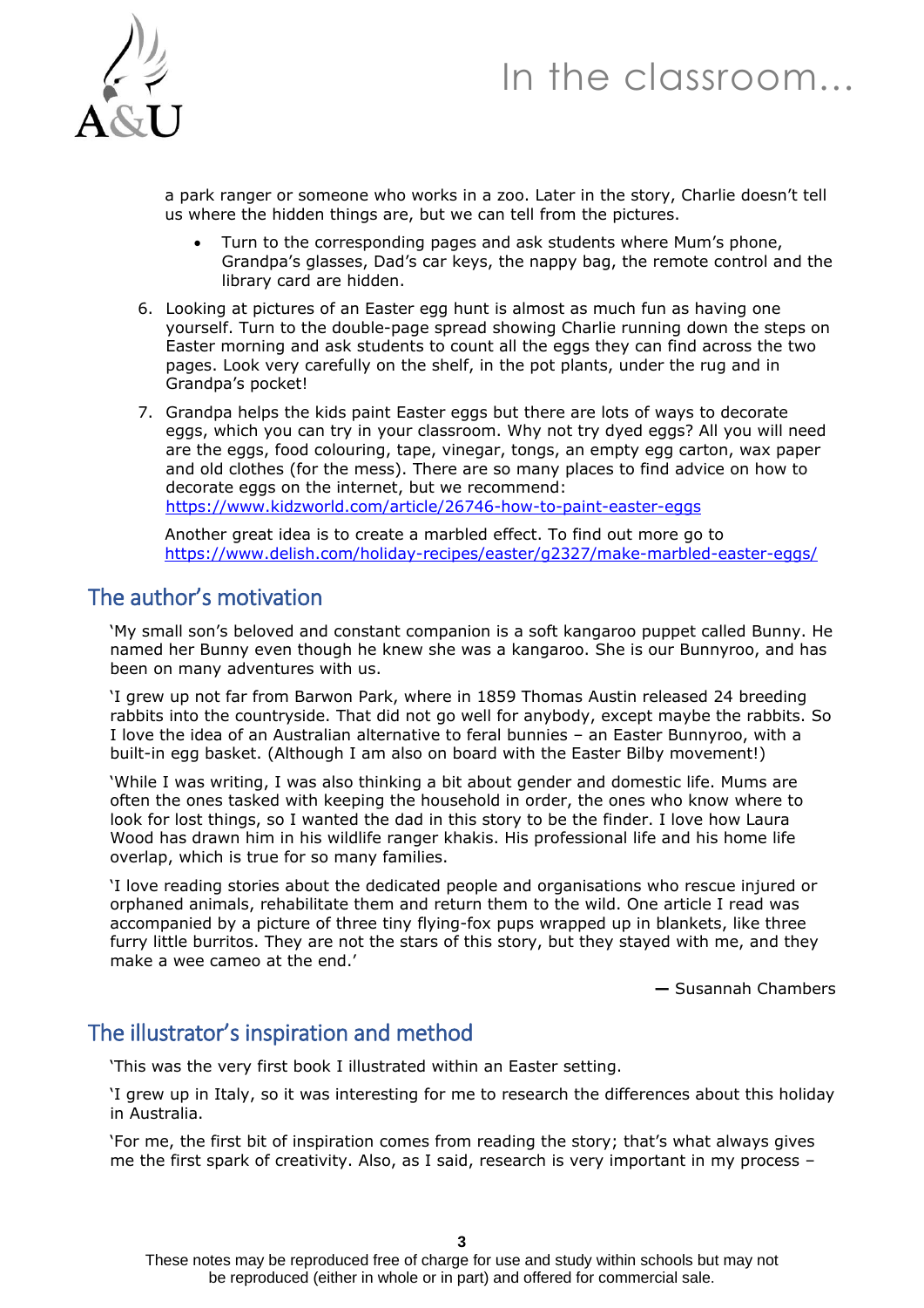a park ranger or someone who works in a zoo. Later in the story, Charlie doesn't tell us where the hidden things are, but we can tell from the pictures.

- Turn to the corresponding pages and ask students where Mum's phone, Grandpa's glasses, Dad's car keys, the nappy bag, the remote control and the library card are hidden.

6. Looking at pictures of an Easter egg hunt is almost as much fun as having one yourself. Turn to the double-page spread showing Charlie running down the steps on Easter morning and ask students to count all the eggs they can find across the two pages. Look very carefully on the shelf, in the pot plants, under the rug and in Grandpa's pocket!

7. Grandpa helps the kids paint Easter eggs but there are lots of ways to decorate eggs, which you can try in your classroom. Why not try dyed eggs? All you will need are the eggs, food colouring, tape, vinegar, tongs, an empty egg carton, wax paper and old clothes (for the mess). There are so many places to find advice on how to decorate eggs on the internet, but we recommend: https://www.kidzworld.com/article/26746-how-to-paint-easter-eggs

   Another great idea is to create a marbled effect. To find out more go to https://www.delish.com/holiday-recipes/easter/g2327/make-marbled-easter-eggs/

## The author's motivation

'My small son's beloved and constant companion is a soft kangaroo puppet called Bunny. He named her Bunny even though he knew she was a kangaroo. She is our Bunnyroo, and has been on many adventures with us.

'I grew up not far from Barwon Park, where in 1859 Thomas Austin released 24 breeding rabbits into the countryside. That did not go well for anybody, except maybe the rabbits. So I love the idea of an Australian alternative to feral bunnies – an Easter Bunnyroo, with a built-in egg basket. (Although I am also on board with the Easter Bilby movement!)

'While I was writing, I was also thinking a bit about gender and domestic life. Mums are often the ones tasked with keeping the household in order, the ones who know where to look for lost things, so I wanted the dad in this story to be the finder. I love how Laura Wood has drawn him in his wildlife ranger khakis. His professional life and his home life overlap, which is true for so many families.

'I love reading stories about the dedicated people and organisations who rescue injured or orphaned animals, rehabilitate them and return them to the wild. One article I read was accompanied by a picture of three tiny flying-fox pups wrapped up in blankets, like three furry little burritos. They are not the stars of this story, but they stayed with me, and they make a wee cameo at the end.'

— Susannah Chambers

## The illustrator's inspiration and method

'This was the very first book I illustrated within an Easter setting.

'I grew up in Italy, so it was interesting for me to research the differences about this holiday in Australia.

'For me, the first bit of inspiration comes from reading the story; that's what always gives me the first spark of creativity. Also, as I said, research is very important in my process –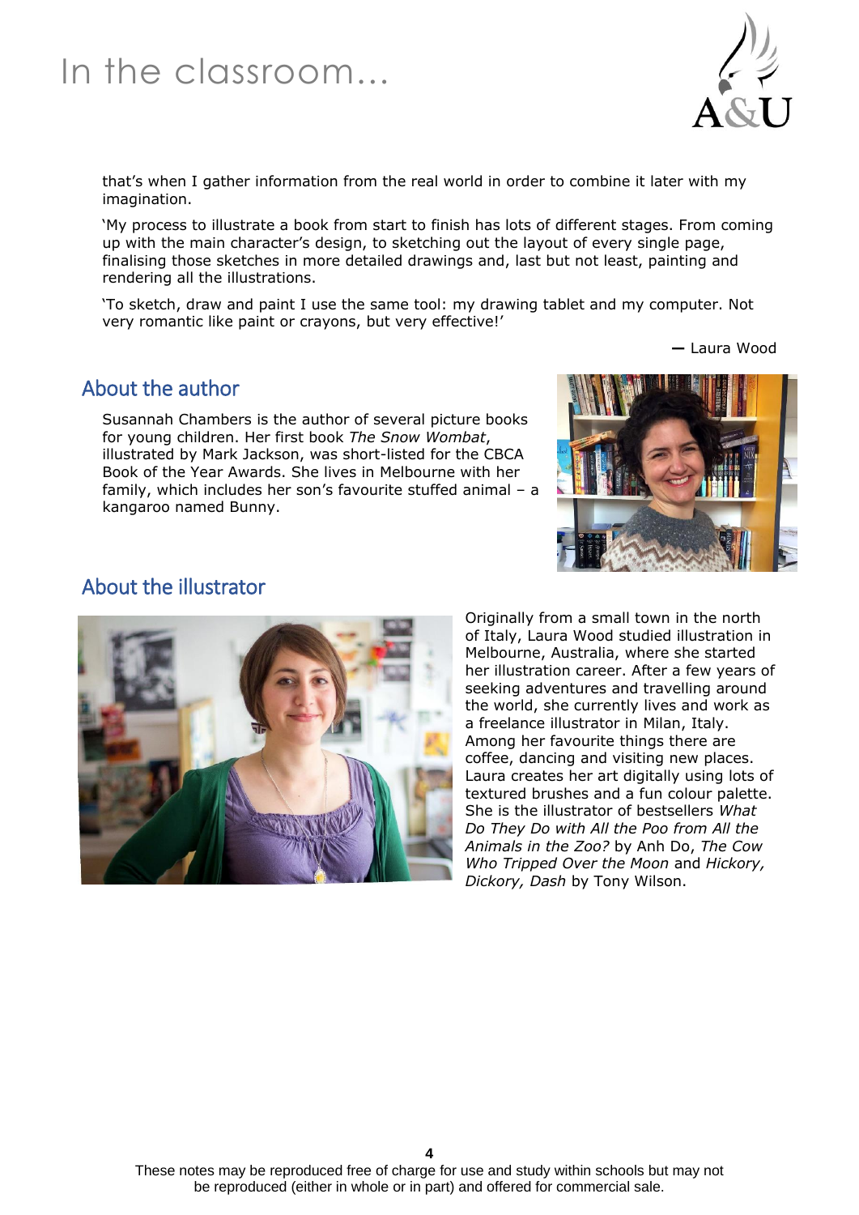that's when I gather information from the real world in order to combine it later with my imagination.

'My process to illustrate a book from start to finish has lots of different stages. From coming up with the main character's design, to sketching out the layout of every single page, finalising those sketches in more detailed drawings and, last but not least, painting and rendering all the illustrations.

'To sketch, draw and paint I use the same tool: my drawing tablet and my computer. Not very romantic like paint or crayons, but very effective!'

— Laura Wood

## About the author

Susannah Chambers is the author of several picture books for young children. Her first book *The Snow Wombat*, illustrated by Mark Jackson, was short-listed for the CBCA Book of the Year Awards. She lives in Melbourne with her family, which includes her son's favourite stuffed animal – a kangaroo named Bunny.

## About the illustrator

Originally from a small town in the north of Italy, Laura Wood studied illustration in Melbourne, Australia, where she started her illustration career. After a few years of seeking adventures and travelling around the world, she currently lives and work as a freelance illustrator in Milan, Italy. Among her favourite things there are coffee, dancing and visiting new places. Laura creates her art digitally using lots of textured brushes and a fun colour palette. She is the illustrator of bestsellers *What Do They Do with All the Poo from All the Animals in the Zoo?* by Anh Do, *The Cow Who Tripped Over the Moon* and *Hickory, Dickory, Dash* by Tony Wilson.

These notes may be reproduced free of charge for use and study within schools but may not be reproduced (either in whole or in part) and offered for commercial sale.